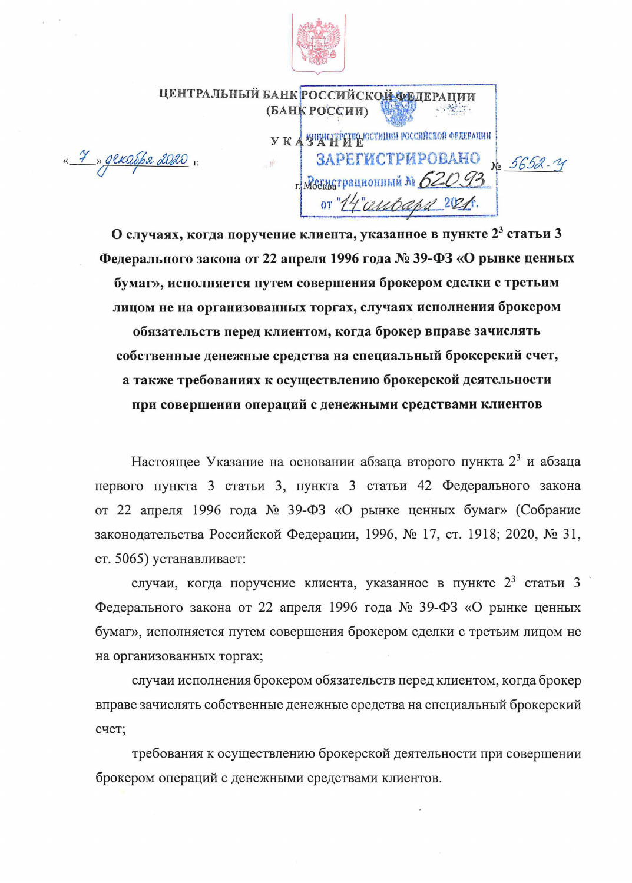ЦЕНТРАЛЬНЫЙ БАНК РОССИЙСКОЙ ФЕДЕРАЦИИ
(БАНК РОССИИ)

МИНИСТЕРСТВО ЮСТИЦИИ РОССИЙСКОЙ ФЕДЕРАЦИИ
ЗАРЕГИСТРИРОВАНО
Регистрационный № 62093
от "14" января 2021 г.

УКАЗАНИЕ

«7» декабря 2020 г. № 5652-У

г. Москва

**О случаях, когда поручение клиента, указанное в пункте 2$^3$ статьи 3 Федерального закона от 22 апреля 1996 года № 39-ФЗ «О рынке ценных бумаг», исполняется путем совершения брокером сделки с третьим лицом не на организованных торгах, случаях исполнения брокером обязательств перед клиентом, когда брокер вправе зачислять собственные денежные средства на специальный брокерский счет, а также требованиях к осуществлению брокерской деятельности при совершении операций с денежными средствами клиентов**

Настоящее Указание на основании абзаца второго пункта 2$^3$ и абзаца первого пункта 3 статьи 3, пункта 3 статьи 42 Федерального закона от 22 апреля 1996 года № 39-ФЗ «О рынке ценных бумаг» (Собрание законодательства Российской Федерации, 1996, № 17, ст. 1918; 2020, № 31, ст. 5065) устанавливает:

случаи, когда поручение клиента, указанное в пункте 2$^3$ статьи 3 Федерального закона от 22 апреля 1996 года № 39-ФЗ «О рынке ценных бумаг», исполняется путем совершения брокером сделки с третьим лицом не на организованных торгах;

случаи исполнения брокером обязательств перед клиентом, когда брокер вправе зачислять собственные денежные средства на специальный брокерский счет;

требования к осуществлению брокерской деятельности при совершении брокером операций с денежными средствами клиентов.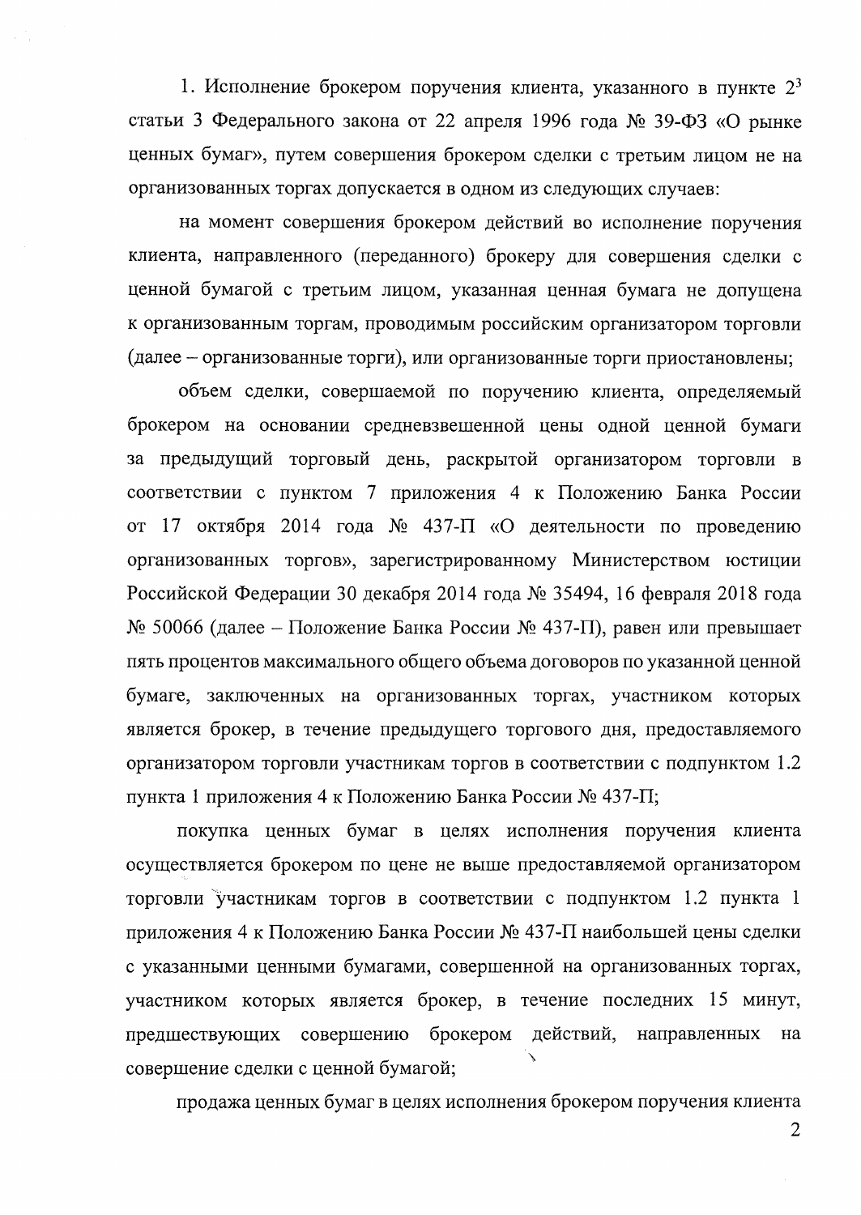1. Исполнение брокером поручения клиента, указанного в пункте $2^3$ статьи 3 Федерального закона от 22 апреля 1996 года № 39-ФЗ «О рынке ценных бумаг», путем совершения брокером сделки с третьим лицом не на организованных торгах допускается в одном из следующих случаев:

на момент совершения брокером действий во исполнение поручения клиента, направленного (переданного) брокеру для совершения сделки с ценной бумагой с третьим лицом, указанная ценная бумага не допущена к организованным торгам, проводимым российским организатором торговли (далее – организованные торги), или организованные торги приостановлены;

объем сделки, совершаемой по поручению клиента, определяемый брокером на основании средневзвешенной цены одной ценной бумаги за предыдущий торговый день, раскрытой организатором торговли в соответствии с пунктом 7 приложения 4 к Положению Банка России от 17 октября 2014 года № 437-П «О деятельности по проведению организованных торгов», зарегистрированному Министерством юстиции Российской Федерации 30 декабря 2014 года № 35494, 16 февраля 2018 года № 50066 (далее – Положение Банка России № 437-П), равен или превышает пять процентов максимального общего объема договоров по указанной ценной бумаге, заключенных на организованных торгах, участником которых является брокер, в течение предыдущего торгового дня, предоставляемого организатором торговли участникам торгов в соответствии с подпунктом 1.2 пункта 1 приложения 4 к Положению Банка России № 437-П;

покупка ценных бумаг в целях исполнения поручения клиента осуществляется брокером по цене не выше предоставляемой организатором торговли участникам торгов в соответствии с подпунктом 1.2 пункта 1 приложения 4 к Положению Банка России № 437-П наибольшей цены сделки с указанными ценными бумагами, совершенной на организованных торгах, участником которых является брокер, в течение последних 15 минут, предшествующих совершению брокером действий, направленных на совершение сделки с ценной бумагой;

продажа ценных бумаг в целях исполнения брокером поручения клиента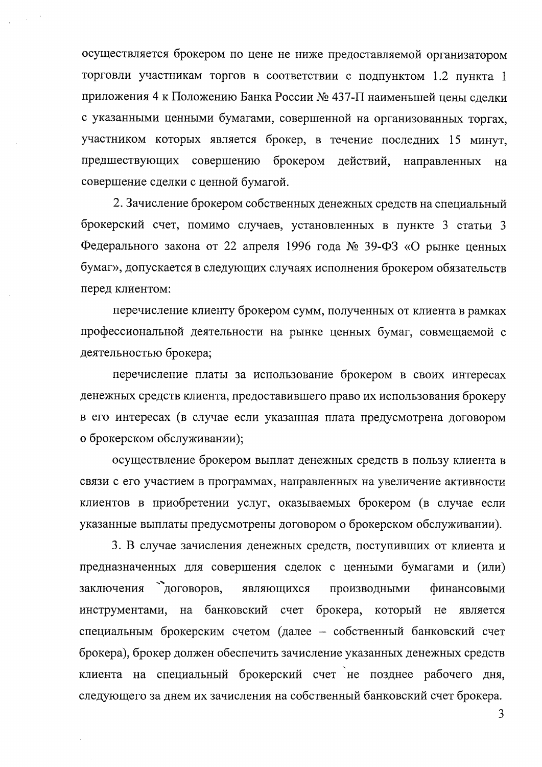осуществляется брокером по цене не ниже предоставляемой организатором торговли участникам торгов в соответствии с подпунктом 1.2 пункта 1 приложения 4 к Положению Банка России № 437-П наименьшей цены сделки с указанными ценными бумагами, совершенной на организованных торгах, участником которых является брокер, в течение последних 15 минут, предшествующих совершению брокером действий, направленных на совершение сделки с ценной бумагой.

2. Зачисление брокером собственных денежных средств на специальный брокерский счет, помимо случаев, установленных в пункте 3 статьи 3 Федерального закона от 22 апреля 1996 года № 39-ФЗ «О рынке ценных бумаг», допускается в следующих случаях исполнения брокером обязательств перед клиентом:

перечисление клиенту брокером сумм, полученных от клиента в рамках профессиональной деятельности на рынке ценных бумаг, совмещаемой с деятельностью брокера;

перечисление платы за использование брокером в своих интересах денежных средств клиента, предоставившего право их использования брокеру в его интересах (в случае если указанная плата предусмотрена договором о брокерском обслуживании);

осуществление брокером выплат денежных средств в пользу клиента в связи с его участием в программах, направленных на увеличение активности клиентов в приобретении услуг, оказываемых брокером (в случае если указанные выплаты предусмотрены договором о брокерском обслуживании).

3. В случае зачисления денежных средств, поступивших от клиента и предназначенных для совершения сделок с ценными бумагами и (или) заключения договоров, являющихся производными финансовыми инструментами, на банковский счет брокера, который не является специальным брокерским счетом (далее – собственный банковский счет брокера), брокер должен обеспечить зачисление указанных денежных средств клиента на специальный брокерский счет не позднее рабочего дня, следующего за днем их зачисления на собственный банковский счет брокера.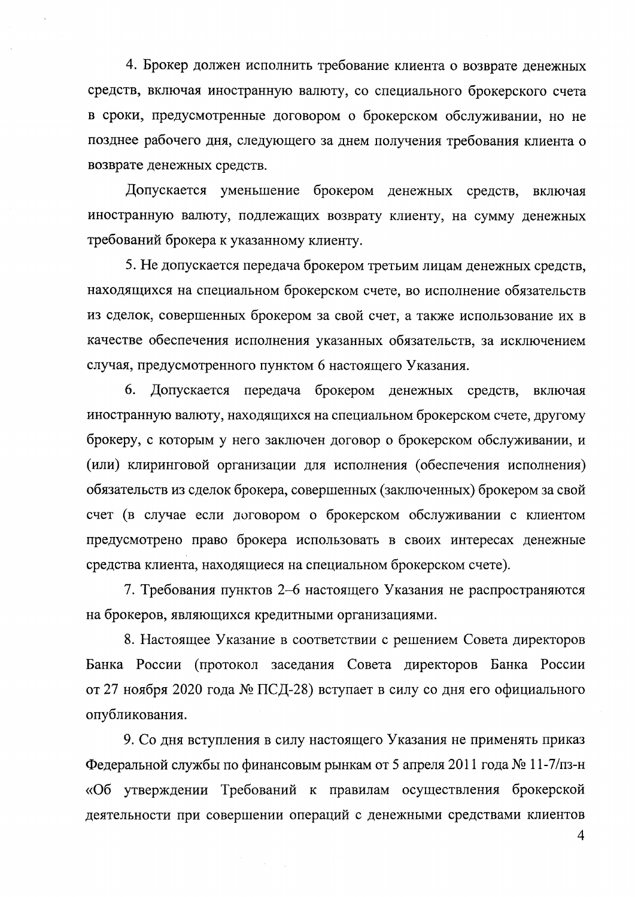4. Брокер должен исполнить требование клиента о возврате денежных средств, включая иностранную валюту, со специального брокерского счета в сроки, предусмотренные договором о брокерском обслуживании, но не позднее рабочего дня, следующего за днем получения требования клиента о возврате денежных средств.

Допускается уменьшение брокером денежных средств, включая иностранную валюту, подлежащих возврату клиенту, на сумму денежных требований брокера к указанному клиенту.

5. Не допускается передача брокером третьим лицам денежных средств, находящихся на специальном брокерском счете, во исполнение обязательств из сделок, совершенных брокером за свой счет, а также использование их в качестве обеспечения исполнения указанных обязательств, за исключением случая, предусмотренного пунктом 6 настоящего Указания.

6. Допускается передача брокером денежных средств, включая иностранную валюту, находящихся на специальном брокерском счете, другому брокеру, с которым у него заключен договор о брокерском обслуживании, и (или) клиринговой организации для исполнения (обеспечения исполнения) обязательств из сделок брокера, совершенных (заключенных) брокером за свой счет (в случае если договором о брокерском обслуживании с клиентом предусмотрено право брокера использовать в своих интересах денежные средства клиента, находящиеся на специальном брокерском счете).

7. Требования пунктов 2–6 настоящего Указания не распространяются на брокеров, являющихся кредитными организациями.

8. Настоящее Указание в соответствии с решением Совета директоров Банка России (протокол заседания Совета директоров Банка России от 27 ноября 2020 года № ПСД-28) вступает в силу со дня его официального опубликования.

9. Со дня вступления в силу настоящего Указания не применять приказ Федеральной службы по финансовым рынкам от 5 апреля 2011 года № 11-7/пз-н «Об утверждении Требований к правилам осуществления брокерской деятельности при совершении операций с денежными средствами клиентов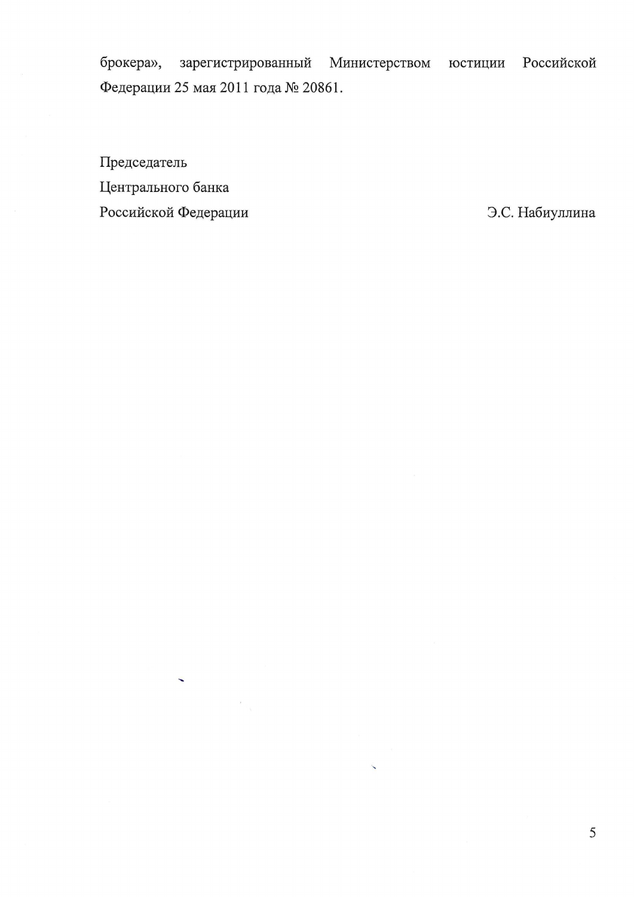брокера», зарегистрированный Министерством юстиции Российской Федерации 25 мая 2011 года № 20861.

Председатель
Центрального банка
Российской Федерации Э.С. Набиуллина